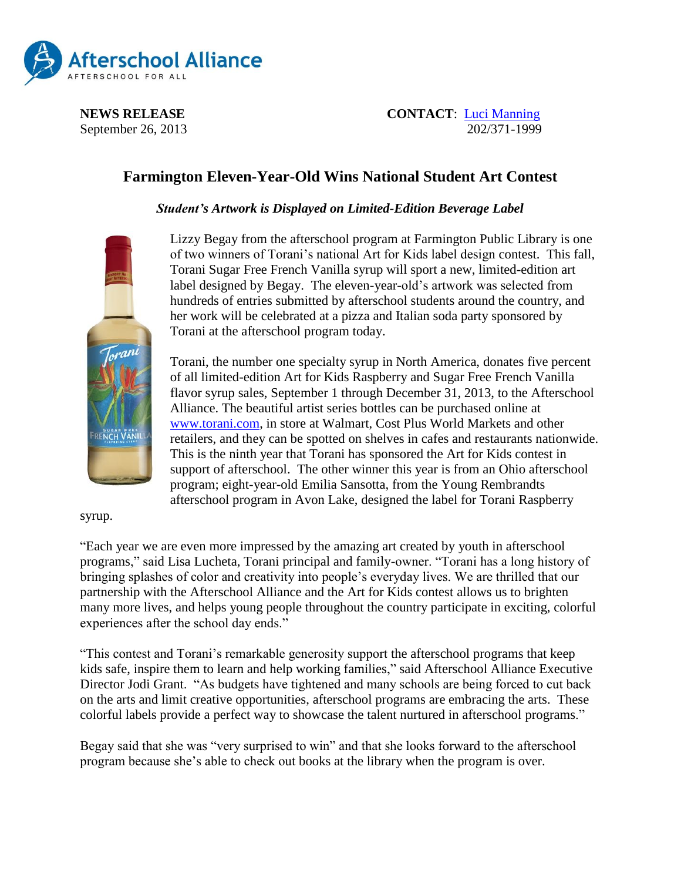**NEWS RELEASE**
September 26, 2013

**CONTACT**: [Luci Manning](mailto:)
202/371-1999

# Farmington Eleven-Year-Old Wins National Student Art Contest

***Student's Artwork is Displayed on Limited-Edition Beverage Label***

Lizzy Begay from the afterschool program at Farmington Public Library is one of two winners of Torani's national Art for Kids label design contest. This fall, Torani Sugar Free French Vanilla syrup will sport a new, limited-edition art label designed by Begay. The eleven-year-old's artwork was selected from hundreds of entries submitted by afterschool students around the country, and her work will be celebrated at a pizza and Italian soda party sponsored by Torani at the afterschool program today.

Torani, the number one specialty syrup in North America, donates five percent of all limited-edition Art for Kids Raspberry and Sugar Free French Vanilla flavor syrup sales, September 1 through December 31, 2013, to the Afterschool Alliance. The beautiful artist series bottles can be purchased online at [www.torani.com](http://www.torani.com), in store at Walmart, Cost Plus World Markets and other retailers, and they can be spotted on shelves in cafes and restaurants nationwide. This is the ninth year that Torani has sponsored the Art for Kids contest in support of afterschool. The other winner this year is from an Ohio afterschool program; eight-year-old Emilia Sansotta, from the Young Rembrandts afterschool program in Avon Lake, designed the label for Torani Raspberry syrup.

"Each year we are even more impressed by the amazing art created by youth in afterschool programs," said Lisa Lucheta, Torani principal and family-owner. "Torani has a long history of bringing splashes of color and creativity into people's everyday lives. We are thrilled that our partnership with the Afterschool Alliance and the Art for Kids contest allows us to brighten many more lives, and helps young people throughout the country participate in exciting, colorful experiences after the school day ends."

"This contest and Torani's remarkable generosity support the afterschool programs that keep kids safe, inspire them to learn and help working families," said Afterschool Alliance Executive Director Jodi Grant. "As budgets have tightened and many schools are being forced to cut back on the arts and limit creative opportunities, afterschool programs are embracing the arts. These colorful labels provide a perfect way to showcase the talent nurtured in afterschool programs."

Begay said that she was "very surprised to win" and that she looks forward to the afterschool program because she's able to check out books at the library when the program is over.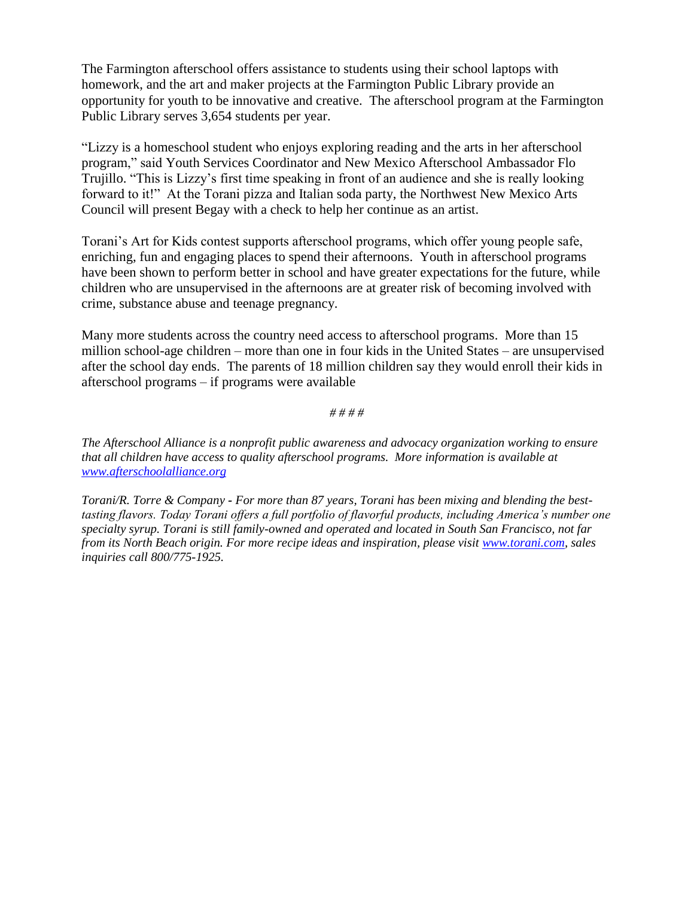The Farmington afterschool offers assistance to students using their school laptops with homework, and the art and maker projects at the Farmington Public Library provide an opportunity for youth to be innovative and creative. The afterschool program at the Farmington Public Library serves 3,654 students per year.

"Lizzy is a homeschool student who enjoys exploring reading and the arts in her afterschool program," said Youth Services Coordinator and New Mexico Afterschool Ambassador Flo Trujillo. "This is Lizzy's first time speaking in front of an audience and she is really looking forward to it!" At the Torani pizza and Italian soda party, the Northwest New Mexico Arts Council will present Begay with a check to help her continue as an artist.

Torani's Art for Kids contest supports afterschool programs, which offer young people safe, enriching, fun and engaging places to spend their afternoons. Youth in afterschool programs have been shown to perform better in school and have greater expectations for the future, while children who are unsupervised in the afternoons are at greater risk of becoming involved with crime, substance abuse and teenage pregnancy.

Many more students across the country need access to afterschool programs. More than 15 million school-age children – more than one in four kids in the United States – are unsupervised after the school day ends. The parents of 18 million children say they would enroll their kids in afterschool programs – if programs were available

# # # #

*The Afterschool Alliance is a nonprofit public awareness and advocacy organization working to ensure that all children have access to quality afterschool programs. More information is available at [www.afterschoolalliance.org](http://www.afterschoolalliance.org)*

*Torani/R. Torre & Company - For more than 87 years, Torani has been mixing and blending the best-tasting flavors. Today Torani offers a full portfolio of flavorful products, including America's number one specialty syrup. Torani is still family-owned and operated and located in South San Francisco, not far from its North Beach origin. For more recipe ideas and inspiration, please visit [www.torani.com](http://www.torani.com), sales inquiries call 800/775-1925.*